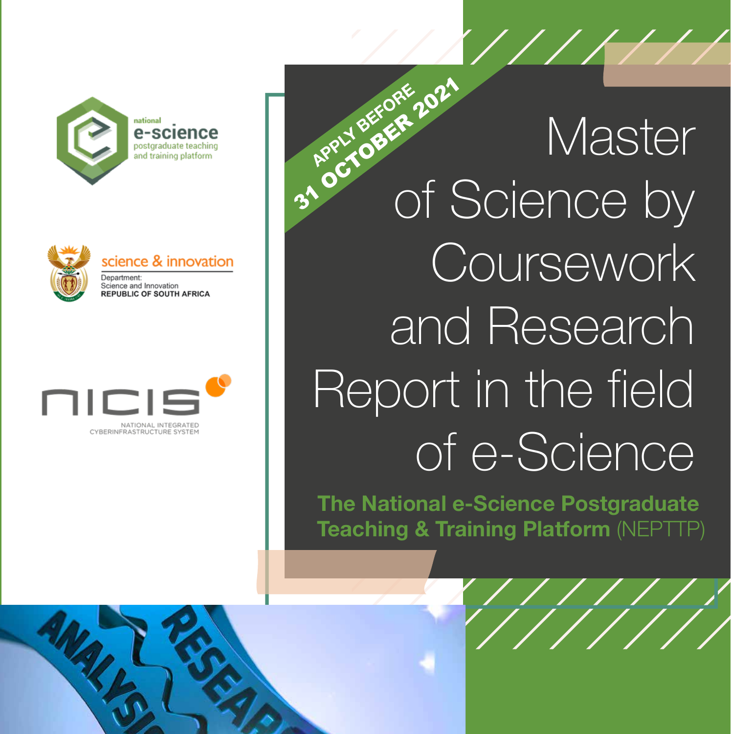national e-science postgraduate teaching and training platform

science & innovation
Department: Science and Innovation
REPUBLIC OF SOUTH AFRICA

nicis
NATIONAL INTEGRATED CYBERINFRASTRUCTURE SYSTEM

APPLY BEFORE 31 OCTOBER 2021

# Master of Science by Coursework and Research Report in the field of e-Science

**The National e-Science Postgraduate Teaching & Training Platform** (NEPTTP)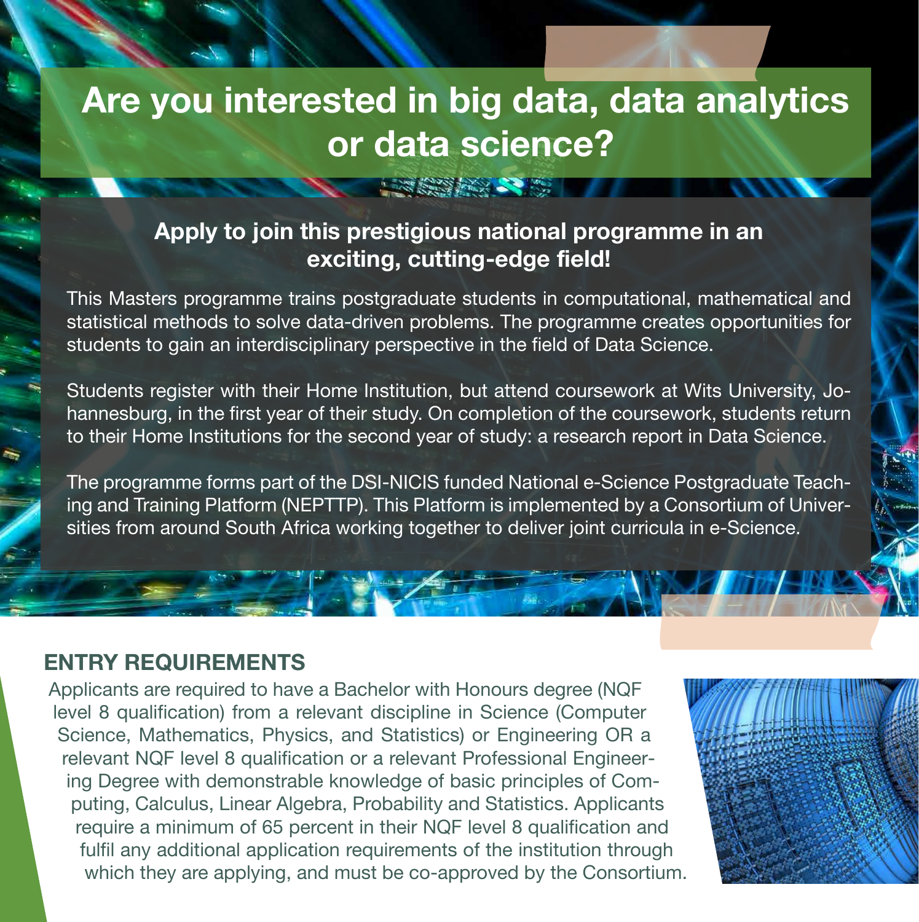# Are you interested in big data, data analytics or data science?

## Apply to join this prestigious national programme in an exciting, cutting-edge field!

This Masters programme trains postgraduate students in computational, mathematical and statistical methods to solve data-driven problems. The programme creates opportunities for students to gain an interdisciplinary perspective in the field of Data Science.

Students register with their Home Institution, but attend coursework at Wits University, Johannesburg, in the first year of their study. On completion of the coursework, students return to their Home Institutions for the second year of study: a research report in Data Science.

The programme forms part of the DSI-NICIS funded National e-Science Postgraduate Teaching and Training Platform (NEPTTP). This Platform is implemented by a Consortium of Universities from around South Africa working together to deliver joint curricula in e-Science.

## ENTRY REQUIREMENTS

Applicants are required to have a Bachelor with Honours degree (NQF level 8 qualification) from a relevant discipline in Science (Computer Science, Mathematics, Physics, and Statistics) or Engineering OR a relevant NQF level 8 qualification or a relevant Professional Engineering Degree with demonstrable knowledge of basic principles of Computing, Calculus, Linear Algebra, Probability and Statistics. Applicants require a minimum of 65 percent in their NQF level 8 qualification and fulfil any additional application requirements of the institution through which they are applying, and must be co-approved by the Consortium.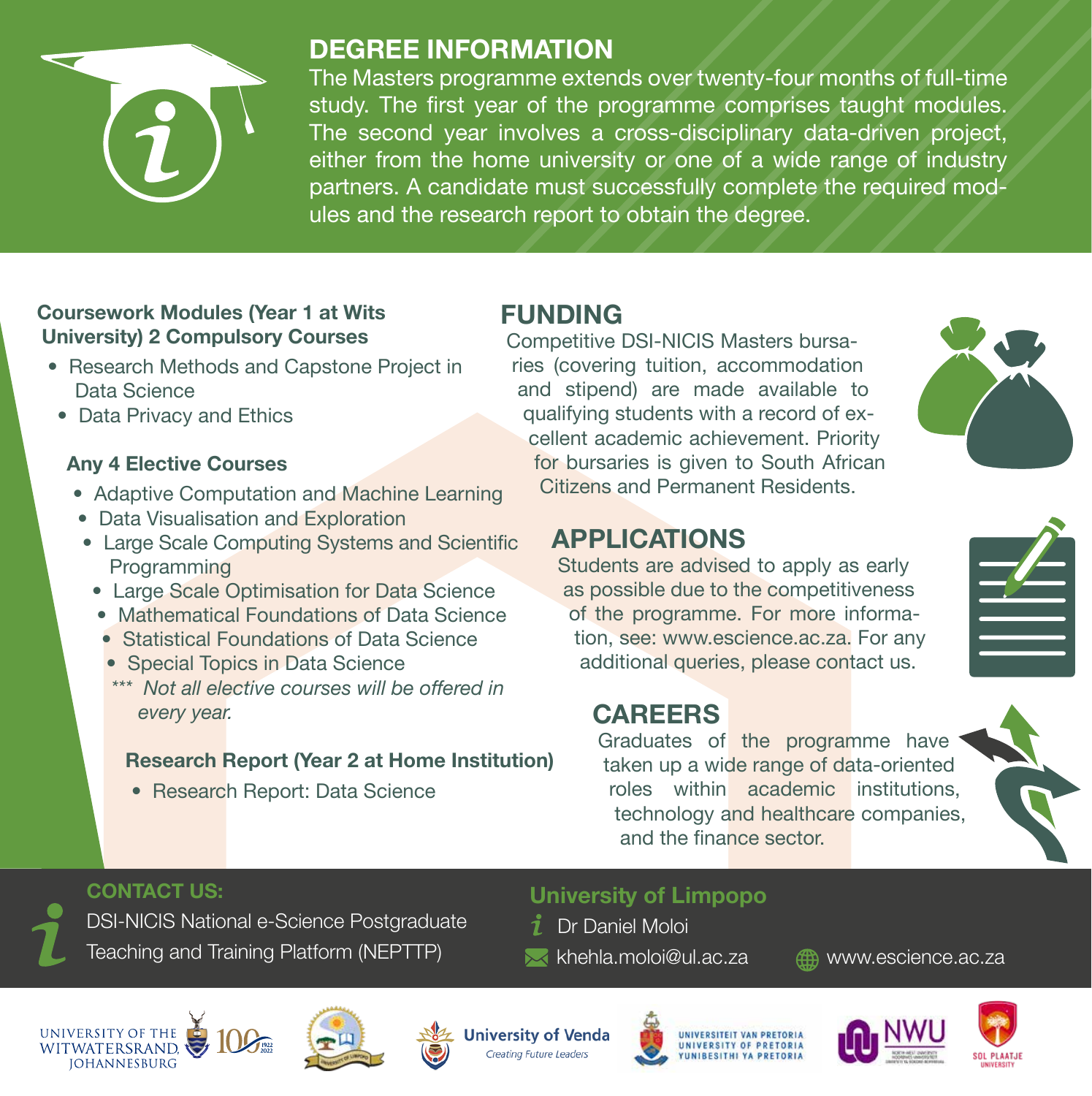## DEGREE INFORMATION

The Masters programme extends over twenty-four months of full-time study. The first year of the programme comprises taught modules. The second year involves a cross-disciplinary data-driven project, either from the home university or one of a wide range of industry partners. A candidate must successfully complete the required modules and the research report to obtain the degree.

### Coursework Modules (Year 1 at Wits University) 2 Compulsory Courses

- Research Methods and Capstone Project in Data Science
- Data Privacy and Ethics

### Any 4 Elective Courses

- Adaptive Computation and Machine Learning
- Data Visualisation and Exploration
- Large Scale Computing Systems and Scientific Programming
- Large Scale Optimisation for Data Science
- Mathematical Foundations of Data Science
- Statistical Foundations of Data Science
- Special Topics in Data Science

*** *Not all elective courses will be offered in every year.*

### Research Report (Year 2 at Home Institution)

- Research Report: Data Science

## FUNDING

Competitive DSI-NICIS Masters bursaries (covering tuition, accommodation and stipend) are made available to qualifying students with a record of excellent academic achievement. Priority for bursaries is given to South African Citizens and Permanent Residents.

## APPLICATIONS

Students are advised to apply as early as possible due to the competitiveness of the programme. For more information, see: www.escience.ac.za. For any additional queries, please contact us.

## CAREERS

Graduates of the programme have taken up a wide range of data-oriented roles within academic institutions, technology and healthcare companies, and the finance sector.

### CONTACT US:

DSI-NICIS National e-Science Postgraduate Teaching and Training Platform (NEPTTP)

**University of Limpopo**

Dr Daniel Moloi

khehla.moloi@ul.ac.za

www.escience.ac.za

University of the Witwatersrand, Johannesburg | University of Limpopo | University of Venda – Creating Future Leaders | Universiteit van Pretoria / University of Pretoria / Yunibesithi ya Pretoria | NWU | Sol Plaatje University